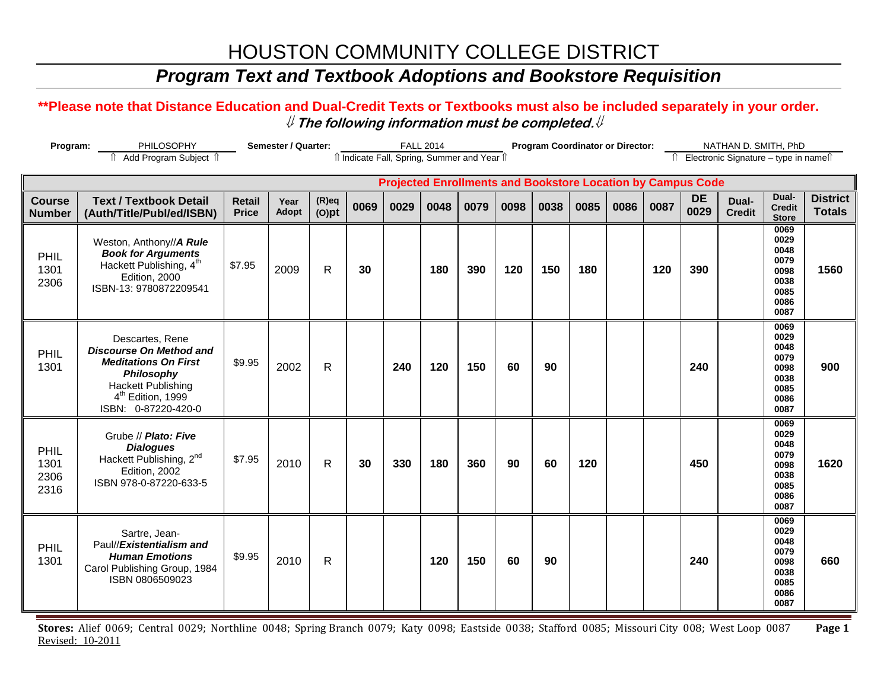# HOUSTON COMMUNITY COLLEGE DISTRICT

## *Program Text and Textbook Adoptions and Bookstore Requisition*

**\*\*Please note that Distance Education and Dual-Credit Texts or Textbooks must also be included separately in your order.**

⇓ ***The following information must be completed.*** ⇓

**Program:** PHILOSOPHY (⇑ Add Program Subject ⇑) **Semester / Quarter:** FALL 2014 (⇑ Indicate Fall, Spring, Summer and Year ⇑) **Program Coordinator or Director:** NATHAN D. SMITH, PhD (⇑ Electronic Signature – type in name ⇑)

| | | | | | **Projected Enrollments and Bookstore Location by Campus Code** | | | | | | | | | | | | |
|---|---|---|---|---|---|---|---|---|---|---|---|---|---|---|---|---|---|
| **Course Number** | **Text / Textbook Detail (Auth/Title/Publ/ed/ISBN)** | **Retail Price** | **Year Adopt** | **(R)eq (O)pt** | **0069** | **0029** | **0048** | **0079** | **0098** | **0038** | **0085** | **0086** | **0087** | **DE 0029** | **Dual-Credit** | **Dual-Credit Store** | **District Totals** |
| PHIL 1301 2306 | Weston, Anthony//***A Rule Book for Arguments*** Hackett Publishing, 4th Edition, 2000 ISBN-13: 9780872209541 | $7.95 | 2009 | R | **30** | | **180** | **390** | **120** | **150** | **180** | | **120** | **390** | | 0069 0029 0048 0079 0098 0038 0085 0086 0087 | **1560** |
| PHIL 1301 | Descartes, Rene ***Discourse On Method and Meditations On First Philosophy*** Hackett Publishing 4th Edition, 1999 ISBN: 0-87220-420-0 | $9.95 | 2002 | R | | **240** | **120** | **150** | **60** | **90** | | | | **240** | | 0069 0029 0048 0079 0098 0038 0085 0086 0087 | **900** |
| PHIL 1301 2306 2316 | Grube // ***Plato: Five Dialogues*** Hackett Publishing, 2nd Edition, 2002 ISBN 978-0-87220-633-5 | $7.95 | 2010 | R | **30** | **330** | **180** | **360** | **90** | **60** | **120** | | | **450** | | 0069 0029 0048 0079 0098 0038 0085 0086 0087 | **1620** |
| PHIL 1301 | Sartre, Jean-Paul//***Existentialism and Human Emotions*** Carol Publishing Group, 1984 ISBN 0806509023 | $9.95 | 2010 | R | | | **120** | **150** | **60** | **90** | | | | **240** | | 0069 0029 0048 0079 0098 0038 0085 0086 0087 | **660** |

**Stores:** Alief 0069; Central 0029; Northline 0048; Spring Branch 0079; Katy 0098; Eastside 0038; Stafford 0085; Missouri City 008; West Loop 0087

Revised: 10-2011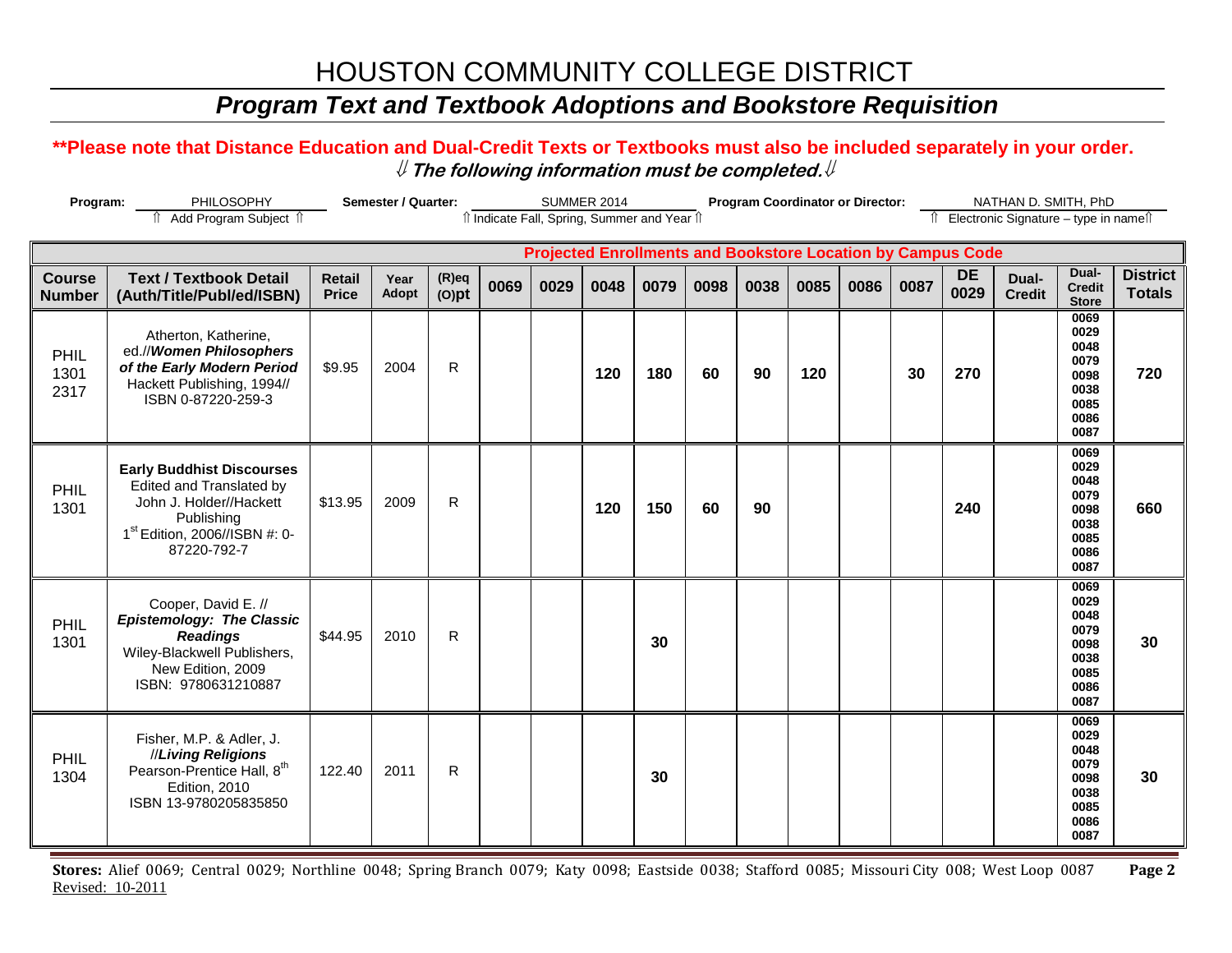# HOUSTON COMMUNITY COLLEGE DISTRICT

## *Program Text and Textbook Adoptions and Bookstore Requisition*

**\*\*Please note that Distance Education and Dual-Credit Texts or Textbooks must also be included separately in your order.**

***⇓ The following information must be completed.⇓***

**Program:** PHILOSOPHY (⇑ Add Program Subject ⇑) **Semester / Quarter:** SUMMER 2014 (⇑ Indicate Fall, Spring, Summer and Year ⇑) **Program Coordinator or Director:** NATHAN D. SMITH, PhD (⇑ Electronic Signature – type in name ⇑)

| | | | | | Projected Enrollments and Bookstore Location by Campus Code | | | | | | | | | | | | |
|---|---|---|---|---|---|---|---|---|---|---|---|---|---|---|---|---|---|
| **Course Number** | **Text / Textbook Detail (Auth/Title/Publ/ed/ISBN)** | **Retail Price** | **Year Adopt** | **(R)eq (O)pt** | **0069** | **0029** | **0048** | **0079** | **0098** | **0038** | **0085** | **0086** | **0087** | **DE 0029** | **Dual-Credit** | **Dual-Credit Store** | **District Totals** |
| PHIL 1301 2317 | Atherton, Katherine, ed.//***Women Philosophers of the Early Modern Period*** Hackett Publishing, 1994// ISBN 0-87220-259-3 | $9.95 | 2004 | R | | | **120** | **180** | **60** | **90** | **120** | | **30** | **270** | | 0069 0029 0048 0079 0098 0038 0085 0086 0087 | **720** |
| PHIL 1301 | **Early Buddhist Discourses** Edited and Translated by John J. Holder//Hackett Publishing 1st Edition, 2006//ISBN #: 0-87220-792-7 | $13.95 | 2009 | R | | | **120** | **150** | **60** | **90** | | | | **240** | | 0069 0029 0048 0079 0098 0038 0085 0086 0087 | **660** |
| PHIL 1301 | Cooper, David E. // ***Epistemology: The Classic Readings*** Wiley-Blackwell Publishers, New Edition, 2009 ISBN: 9780631210887 | $44.95 | 2010 | R | | | | **30** | | | | | | | | 0069 0029 0048 0079 0098 0038 0085 0086 0087 | **30** |
| PHIL 1304 | Fisher, M.P. & Adler, J. //***Living Religions*** Pearson-Prentice Hall, 8th Edition, 2010 ISBN 13-9780205835850 | 122.40 | 2011 | R | | | | **30** | | | | | | | | 0069 0029 0048 0079 0098 0038 0085 0086 0087 | **30** |

**Stores:** Alief 0069; Central 0029; Northline 0048; Spring Branch 0079; Katy 0098; Eastside 0038; Stafford 0085; Missouri City 008; West Loop 0087

Revised: 10-2011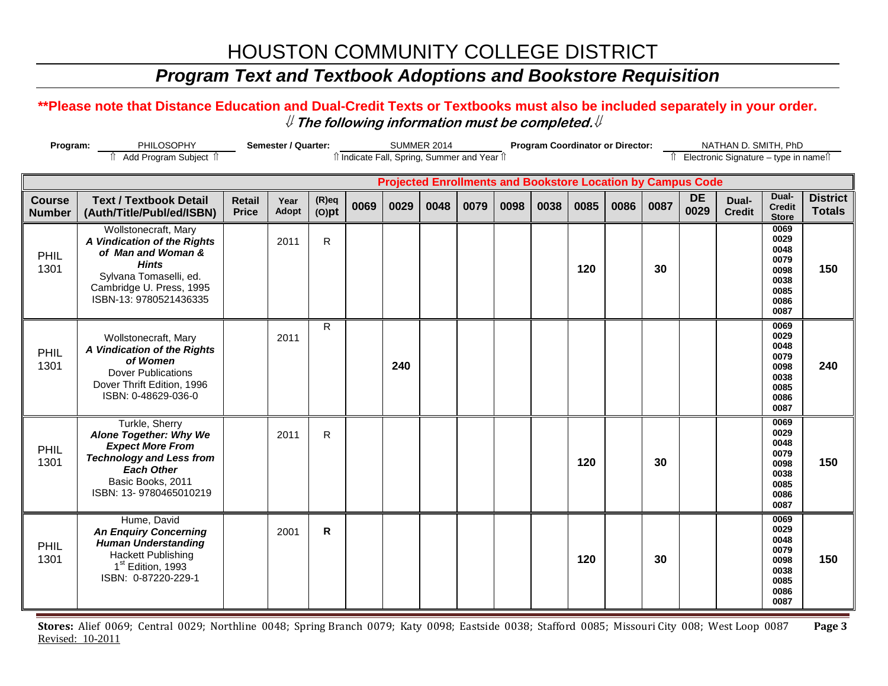# HOUSTON COMMUNITY COLLEGE DISTRICT

## *Program Text and Textbook Adoptions and Bookstore Requisition*

**\*\*Please note that Distance Education and Dual-Credit Texts or Textbooks must also be included separately in your order.**

***⇓ The following information must be completed.⇓***

**Program:** PHILOSOPHY
⇑ Add Program Subject ⇑

**Semester / Quarter:** SUMMER 2014
⇑ Indicate Fall, Spring, Summer and Year ⇑

**Program Coordinator or Director:** NATHAN D. SMITH, PhD
⇑ Electronic Signature – type in name⇑

| | | | | | Projected Enrollments and Bookstore Location by Campus Code | | | | | | | | | | | | |
|---|---|---|---|---|---|---|---|---|---|---|---|---|---|---|---|---|---|
| **Course Number** | **Text / Textbook Detail (Auth/Title/Publ/ed/ISBN)** | **Retail Price** | **Year Adopt** | **(R)eq (O)pt** | **0069** | **0029** | **0048** | **0079** | **0098** | **0038** | **0085** | **0086** | **0087** | **DE 0029** | **Dual-Credit** | **Dual-Credit Store** | **District Totals** |
| PHIL 1301 | Wollstonecraft, Mary ***A Vindication of the Rights of Man and Woman & Hints*** Sylvana Tomaselli, ed. Cambridge U. Press, 1995 ISBN-13: 9780521436335 | | 2011 | R | | | | | | | **120** | | **30** | | | **0069 0029 0048 0079 0098 0038 0085 0086 0087** | **150** |
| PHIL 1301 | Wollstonecraft, Mary ***A Vindication of the Rights of Women*** Dover Publications Dover Thrift Edition, 1996 ISBN: 0-48629-036-0 | | 2011 | R | | **240** | | | | | | | | | | **0069 0029 0048 0079 0098 0038 0085 0086 0087** | **240** |
| PHIL 1301 | Turkle, Sherry ***Alone Together: Why We Expect More From Technology and Less from Each Other*** Basic Books, 2011 ISBN: 13- 9780465010219 | | 2011 | R | | | | | | | **120** | | **30** | | | **0069 0029 0048 0079 0098 0038 0085 0086 0087** | **150** |
| PHIL 1301 | Hume, David ***An Enquiry Concerning Human Understanding*** Hackett Publishing 1st Edition, 1993 ISBN: 0-87220-229-1 | | 2001 | **R** | | | | | | | **120** | | **30** | | | **0069 0029 0048 0079 0098 0038 0085 0086 0087** | **150** |

**Stores:** Alief 0069; Central 0029; Northline 0048; Spring Branch 0079; Katy 0098; Eastside 0038; Stafford 0085; Missouri City 008; West Loop 0087

Revised: 10-2011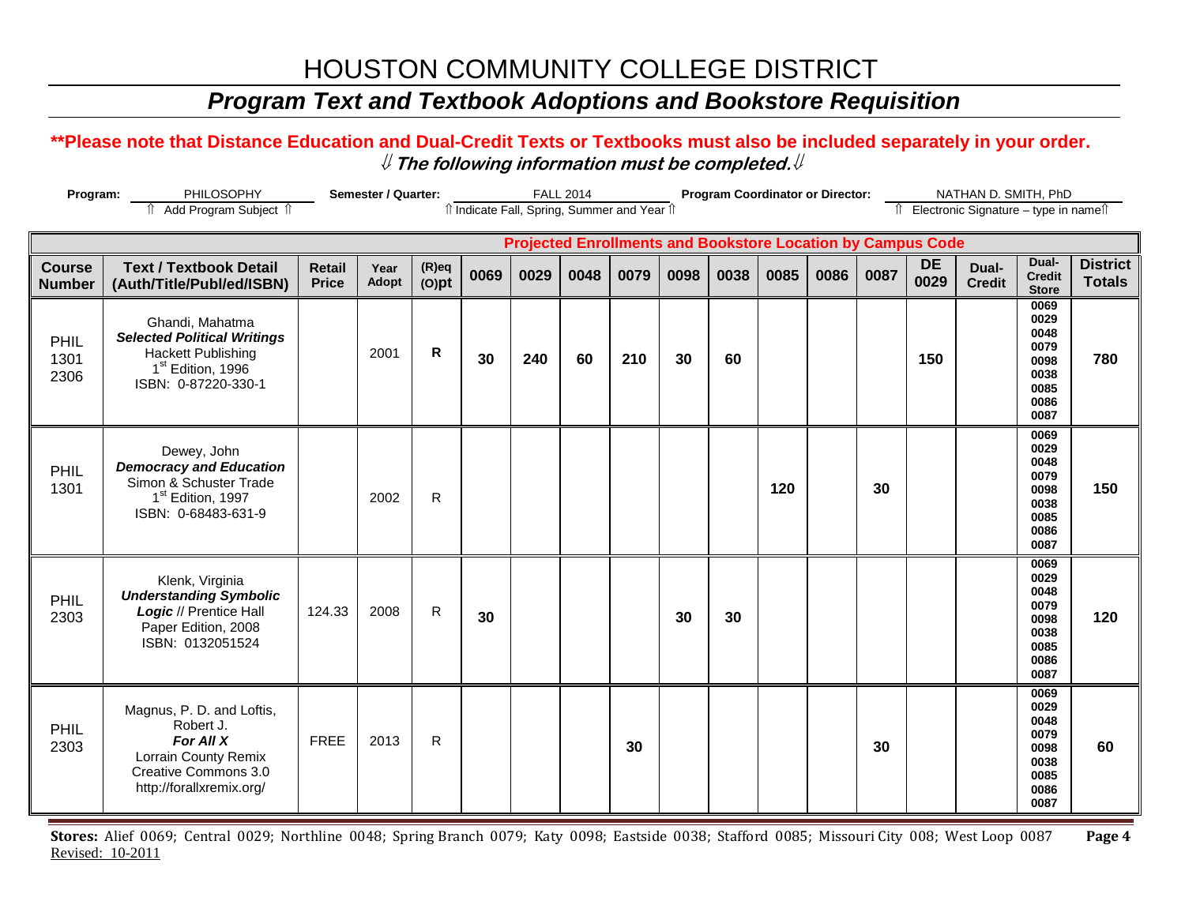# HOUSTON COMMUNITY COLLEGE DISTRICT

## *Program Text and Textbook Adoptions and Bookstore Requisition*

**\*\*Please note that Distance Education and Dual-Credit Texts or Textbooks must also be included separately in your order.**

⇓ ***The following information must be completed.*** ⇓

**Program:** PHILOSOPHY (⇑ Add Program Subject ⇑) **Semester / Quarter:** FALL 2014 (⇑ Indicate Fall, Spring, Summer and Year ⇑) **Program Coordinator or Director:** NATHAN D. SMITH, PhD (⇑ Electronic Signature – type in name ⇑)

| | | | | | Projected Enrollments and Bookstore Location by Campus Code | | | | | | | | | | | | |
|---|---|---|---|---|---|---|---|---|---|---|---|---|---|---|---|---|---|
| **Course Number** | **Text / Textbook Detail (Auth/Title/Publ/ed/ISBN)** | **Retail Price** | **Year Adopt** | **(R)eq (O)pt** | **0069** | **0029** | **0048** | **0079** | **0098** | **0038** | **0085** | **0086** | **0087** | **DE 0029** | **Dual-Credit** | **Dual-Credit Store** | **District Totals** |
| PHIL 1301 2306 | Ghandi, Mahatma<br>***Selected Political Writings***<br>Hackett Publishing<br>1st Edition, 1996<br>ISBN: 0-87220-330-1 | | 2001 | **R** | **30** | **240** | **60** | **210** | **30** | **60** | | | | **150** | | 0069 0029 0048 0079 0098 0038 0085 0086 0087 | **780** |
| PHIL 1301 | Dewey, John<br>***Democracy and Education***<br>Simon & Schuster Trade<br>1st Edition, 1997<br>ISBN: 0-68483-631-9 | | 2002 | R | | | | | | | **120** | | **30** | | | 0069 0029 0048 0079 0098 0038 0085 0086 0087 | **150** |
| PHIL 2303 | Klenk, Virginia<br>***Understanding Symbolic Logic*** // Prentice Hall<br>Paper Edition, 2008<br>ISBN: 0132051524 | 124.33 | 2008 | R | **30** | | | | **30** | **30** | | | | | | 0069 0029 0048 0079 0098 0038 0085 0086 0087 | **120** |
| PHIL 2303 | Magnus, P. D. and Loftis, Robert J.<br>***For All X***<br>Lorrain County Remix<br>Creative Commons 3.0<br>http://forallxremix.org/ | FREE | 2013 | R | | | | **30** | | | | | **30** | | | 0069 0029 0048 0079 0098 0038 0085 0086 0087 | **60** |

**Stores:** Alief 0069; Central 0029; Northline 0048; Spring Branch 0079; Katy 0098; Eastside 0038; Stafford 0085; Missouri City 008; West Loop 0087

Revised: 10-2011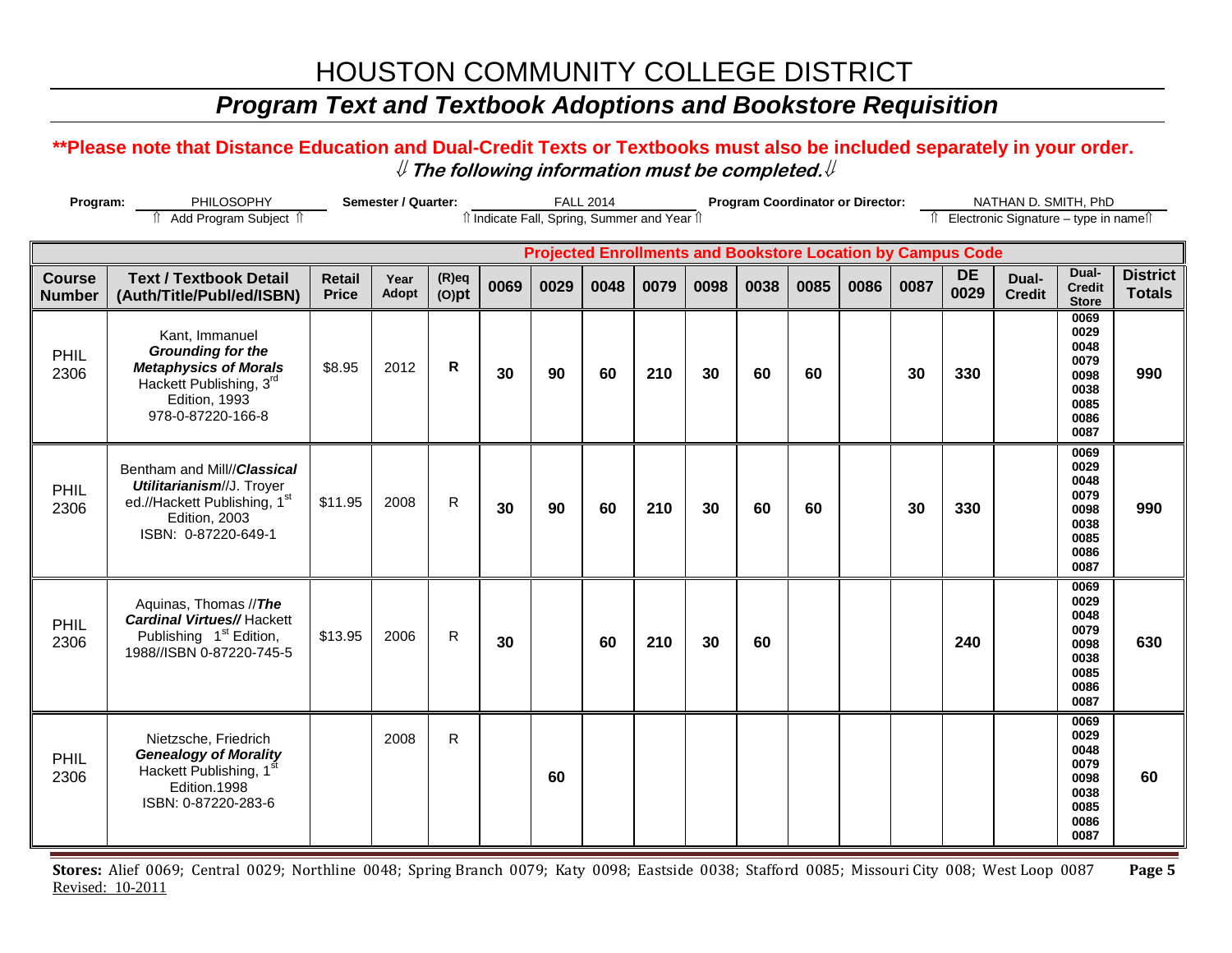# HOUSTON COMMUNITY COLLEGE DISTRICT

## *Program Text and Textbook Adoptions and Bookstore Requisition*

**\*\*Please note that Distance Education and Dual-Credit Texts or Textbooks must also be included separately in your order.**

***⇓ The following information must be completed.⇓***

**Program:** PHILOSOPHY (⇑ Add Program Subject ⇑) **Semester / Quarter:** FALL 2014 (⇑Indicate Fall, Spring, Summer and Year⇑) **Program Coordinator or Director:** NATHAN D. SMITH, PhD (⇑ Electronic Signature – type in name⇑)

| | | | | | Projected Enrollments and Bookstore Location by Campus Code | | | | | | | | | | | | |
|---|---|---|---|---|---|---|---|---|---|---|---|---|---|---|---|---|---|
| **Course Number** | **Text / Textbook Detail (Auth/Title/Publ/ed/ISBN)** | **Retail Price** | **Year Adopt** | **(R)eq (O)pt** | **0069** | **0029** | **0048** | **0079** | **0098** | **0038** | **0085** | **0086** | **0087** | **DE 0029** | **Dual-Credit** | **Dual-Credit Store** | **District Totals** |
| PHIL 2306 | Kant, Immanuel ***Grounding for the Metaphysics of Morals*** Hackett Publishing, 3rd Edition, 1993 978-0-87220-166-8 | $8.95 | 2012 | **R** | **30** | **90** | **60** | **210** | **30** | **60** | **60** | | **30** | **330** | | 0069 0029 0048 0079 0098 0038 0085 0086 0087 | **990** |
| PHIL 2306 | Bentham and Mill//***Classical Utilitarianism***//J. Troyer ed.//Hackett Publishing, 1st ed.//Hackett Publishing, 1st Edition, 2003 ISBN: 0-87220-649-1 | $11.95 | 2008 | R | **30** | **90** | **60** | **210** | **30** | **60** | **60** | | **30** | **330** | | 0069 0029 0048 0079 0098 0038 0085 0086 0087 | **990** |
| PHIL 2306 | Aquinas, Thomas //***The Cardinal Virtues//*** Hackett Publishing 1st Edition, 1988//ISBN 0-87220-745-5 | $13.95 | 2006 | R | **30** | | **60** | **210** | **30** | **60** | | | | **240** | | 0069 0029 0048 0079 0098 0038 0085 0086 0087 | **630** |
| PHIL 2306 | Nietzsche, Friedrich ***Genealogy of Morality*** Hackett Publishing, 1st Edition.1998 ISBN: 0-87220-283-6 | | 2008 | R | | **60** | | | | | | | | | | 0069 0029 0048 0079 0098 0038 0085 0086 0087 | **60** |

**Stores:** Alief 0069; Central 0029; Northline 0048; Spring Branch 0079; Katy 0098; Eastside 0038; Stafford 0085; Missouri City 008; West Loop 0087

Revised: 10-2011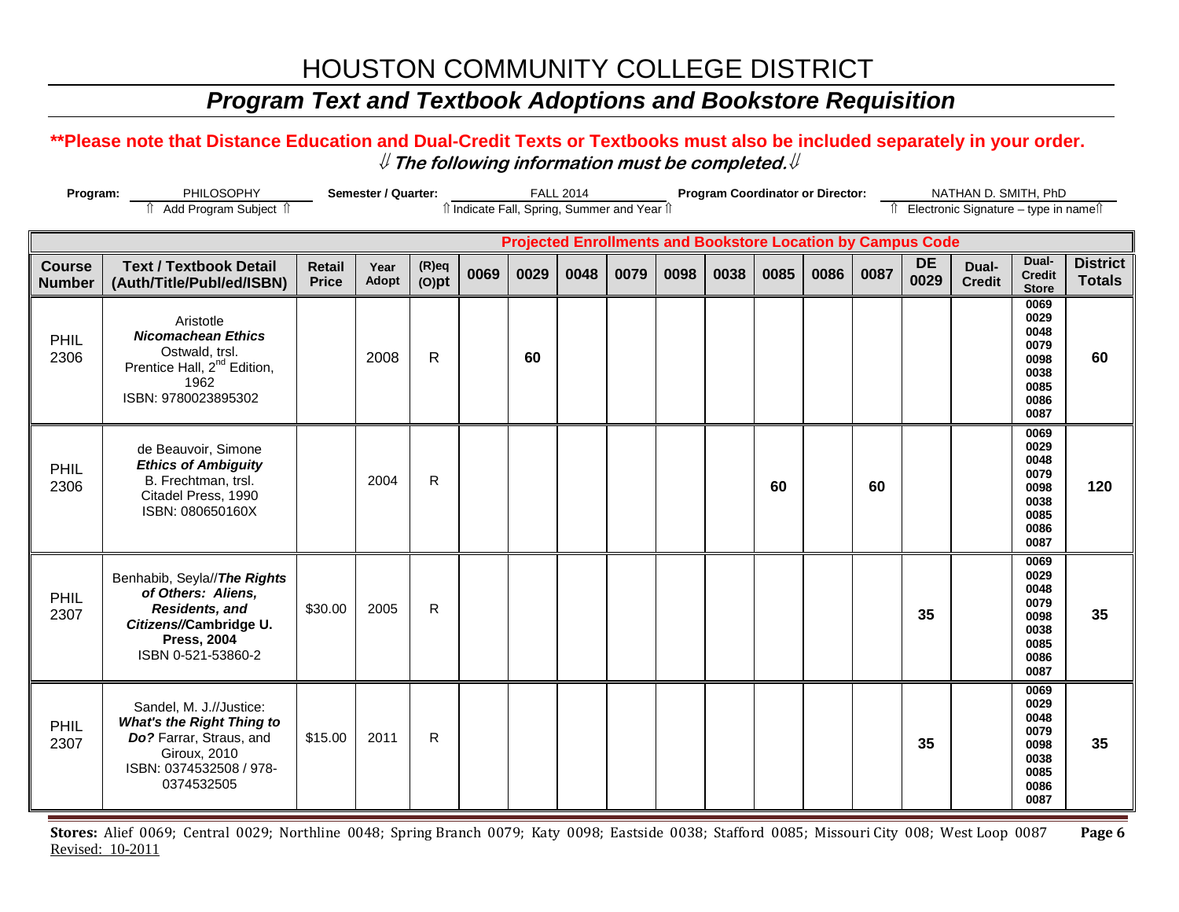# HOUSTON COMMUNITY COLLEGE DISTRICT

## *Program Text and Textbook Adoptions and Bookstore Requisition*

**\*\*Please note that Distance Education and Dual-Credit Texts or Textbooks must also be included separately in your order.**

⇓ ***The following information must be completed.*** ⇓

**Program:** PHILOSOPHY (⇑ Add Program Subject ⇑) **Semester / Quarter:** FALL 2014 (⇑ Indicate Fall, Spring, Summer and Year ⇑) **Program Coordinator or Director:** NATHAN D. SMITH, PhD (⇑ Electronic Signature – type in name ⇑)

| | | | | | Projected Enrollments and Bookstore Location by Campus Code | | | | | | | | | | | | |
|---|---|---|---|---|---|---|---|---|---|---|---|---|---|---|---|---|---|
| **Course Number** | **Text / Textbook Detail (Auth/Title/Publ/ed/ISBN)** | **Retail Price** | **Year Adopt** | **(R)eq (O)pt** | **0069** | **0029** | **0048** | **0079** | **0098** | **0038** | **0085** | **0086** | **0087** | **DE 0029** | **Dual-Credit** | **Dual-Credit Store** | **District Totals** |
| PHIL 2306 | Aristotle ***Nicomachean Ethics*** Ostwald, trsl. Prentice Hall, 2nd Edition, 1962 ISBN: 9780023895302 | | 2008 | R | | **60** | | | | | | | | | | 0069 0029 0048 0079 0098 0038 0085 0086 0087 | **60** |
| PHIL 2306 | de Beauvoir, Simone ***Ethics of Ambiguity*** B. Frechtman, trsl. Citadel Press, 1990 ISBN: 080650160X | | 2004 | R | | | | | | | **60** | | **60** | | | 0069 0029 0048 0079 0098 0038 0085 0086 0087 | **120** |
| PHIL 2307 | Benhabib, Seyla//***The Rights of Others: Aliens, Residents, and Citizens//*****Cambridge U. Press, 2004** ISBN 0-521-53860-2 | $30.00 | 2005 | R | | | | | | | | | | **35** | | 0069 0029 0048 0079 0098 0038 0085 0086 0087 | **35** |
| PHIL 2307 | Sandel, M. J.//Justice: ***What's the Right Thing to Do?*** Farrar, Straus, and Giroux, 2010 ISBN: 0374532508 / 978-0374532505 | $15.00 | 2011 | R | | | | | | | | | | **35** | | 0069 0029 0048 0079 0098 0038 0085 0086 0087 | **35** |

**Stores:** Alief 0069; Central 0029; Northline 0048; Spring Branch 0079; Katy 0098; Eastside 0038; Stafford 0085; Missouri City 008; West Loop 0087

Revised: 10-2011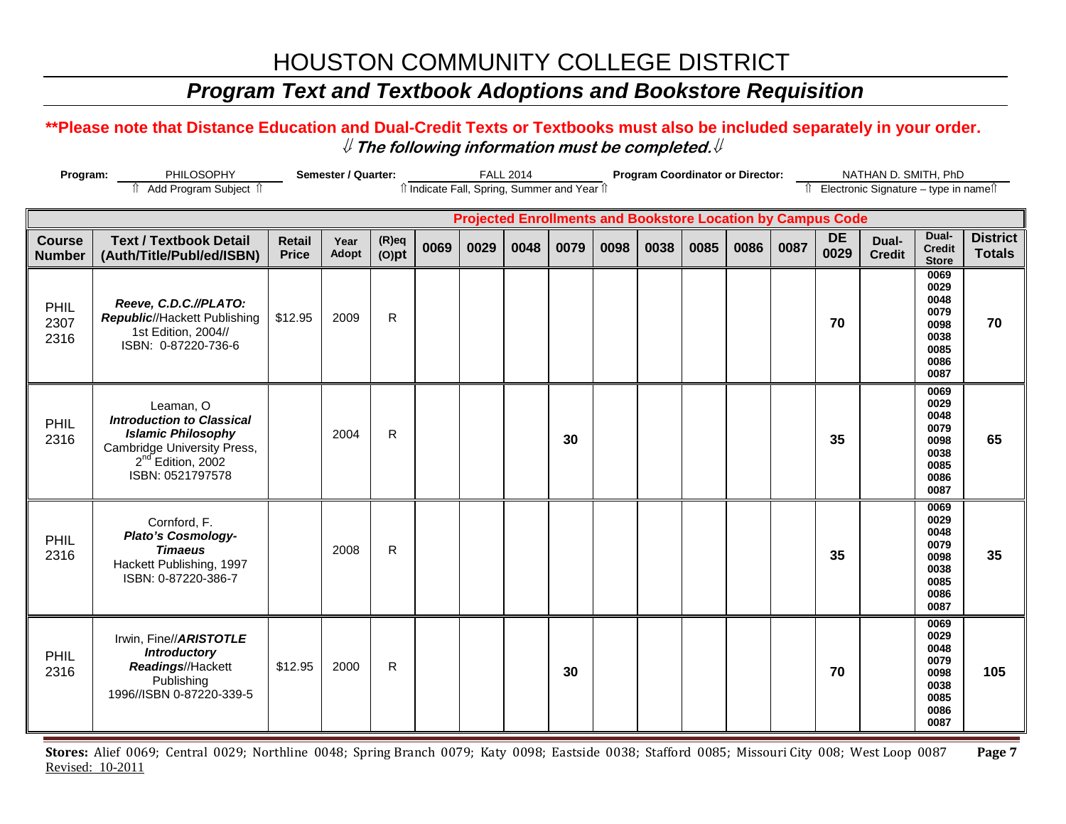# HOUSTON COMMUNITY COLLEGE DISTRICT

## *Program Text and Textbook Adoptions and Bookstore Requisition*

**\*\*Please note that Distance Education and Dual-Credit Texts or Textbooks must also be included separately in your order.**

⇓ ***The following information must be completed.*** ⇓

**Program:** PHILOSOPHY
⇑ Add Program Subject ⇑

**Semester / Quarter:** FALL 2014
⇑ Indicate Fall, Spring, Summer and Year ⇑

**Program Coordinator or Director:** NATHAN D. SMITH, PhD
⇑ Electronic Signature – type in name⇑

| | | | | | Projected Enrollments and Bookstore Location by Campus Code | | | | | | | | | | | | |
|---|---|---|---|---|---|---|---|---|---|---|---|---|---|---|---|---|---|
| **Course Number** | **Text / Textbook Detail (Auth/Title/Publ/ed/ISBN)** | **Retail Price** | **Year Adopt** | **(R)eq (O)pt** | **0069** | **0029** | **0048** | **0079** | **0098** | **0038** | **0085** | **0086** | **0087** | **DE 0029** | **Dual-Credit** | **Dual-Credit Store** | **District Totals** |
| PHIL 2307 2316 | ***Reeve, C.D.C.//PLATO: Republic***//Hackett Publishing 1st Edition, 2004// ISBN: 0-87220-736-6 | $12.95 | 2009 | R | | | | | | | | | | **70** | | **0069 0029 0048 0079 0098 0038 0085 0086 0087** | **70** |
| PHIL 2316 | Leaman, O ***Introduction to Classical Islamic Philosophy*** Cambridge University Press, 2nd Edition, 2002 ISBN: 0521797578 | | 2004 | R | | | | **30** | | | | | | **35** | | **0069 0029 0048 0079 0098 0038 0085 0086 0087** | **65** |
| PHIL 2316 | Cornford, F. ***Plato's Cosmology-Timaeus*** Hackett Publishing, 1997 ISBN: 0-87220-386-7 | | 2008 | R | | | | | | | | | | **35** | | **0069 0029 0048 0079 0098 0038 0085 0086 0087** | **35** |
| PHIL 2316 | Irwin, Fine//***ARISTOTLE Introductory Readings***//Hackett Publishing 1996//ISBN 0-87220-339-5 | $12.95 | 2000 | R | | | | **30** | | | | | | **70** | | **0069 0029 0048 0079 0098 0038 0085 0086 0087** | **105** |

**Stores:** Alief 0069; Central 0029; Northline 0048; Spring Branch 0079; Katy 0098; Eastside 0038; Stafford 0085; Missouri City 008; West Loop 0087

Revised: 10-2011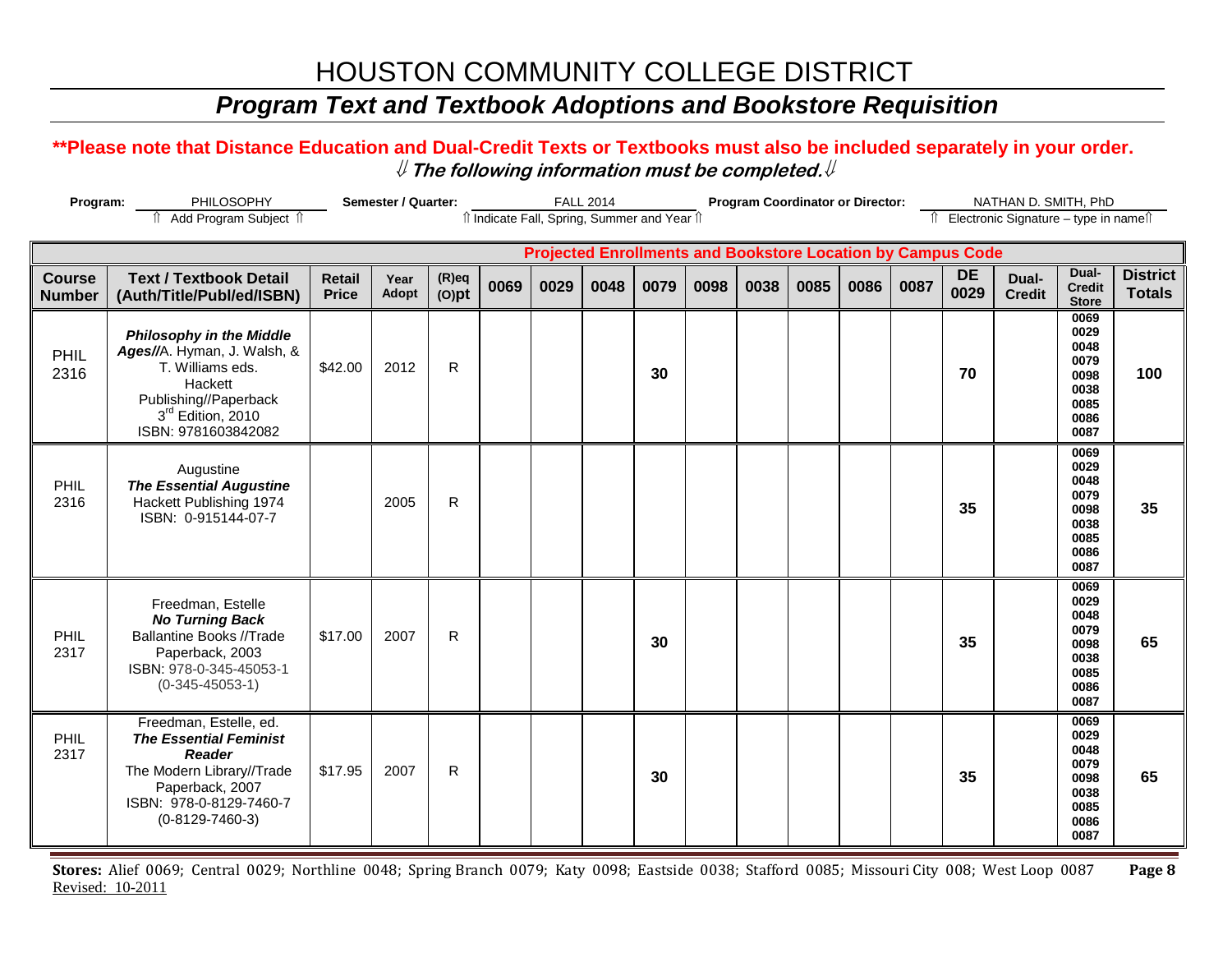# HOUSTON COMMUNITY COLLEGE DISTRICT

## *Program Text and Textbook Adoptions and Bookstore Requisition*

**\*\*Please note that Distance Education and Dual-Credit Texts or Textbooks must also be included separately in your order.**

***⇓ The following information must be completed.⇓***

**Program:** PHILOSOPHY (⇑ Add Program Subject ⇑) **Semester / Quarter:** FALL 2014 (⇑ Indicate Fall, Spring, Summer and Year ⇑) **Program Coordinator or Director:** NATHAN D. SMITH, PhD (⇑ Electronic Signature – type in name⇑)

| | | | | | Projected Enrollments and Bookstore Location by Campus Code | | | | | | | | | | | | |
|---|---|---|---|---|---|---|---|---|---|---|---|---|---|---|---|---|---|
| **Course Number** | **Text / Textbook Detail (Auth/Title/Publ/ed/ISBN)** | **Retail Price** | **Year Adopt** | **(R)eq (O)pt** | **0069** | **0029** | **0048** | **0079** | **0098** | **0038** | **0085** | **0086** | **0087** | **DE 0029** | **Dual-Credit** | **Dual-Credit Store** | **District Totals** |
| PHIL 2316 | ***Philosophy in the Middle Ages//***A. Hyman, J. Walsh, & T. Williams eds. Hackett Publishing//Paperback 3rd Edition, 2010 ISBN: 9781603842082 | $42.00 | 2012 | R | | | | **30** | | | | | | **70** | | 0069 0029 0048 0079 0098 0038 0085 0086 0087 | **100** |
| PHIL 2316 | Augustine ***The Essential Augustine*** Hackett Publishing 1974 ISBN: 0-915144-07-7 | | 2005 | R | | | | | | | | | | **35** | | 0069 0029 0048 0079 0098 0038 0085 0086 0087 | **35** |
| PHIL 2317 | Freedman, Estelle ***No Turning Back*** Ballantine Books //Trade Paperback, 2003 ISBN: 978-0-345-45053-1 (0-345-45053-1) | $17.00 | 2007 | R | | | | **30** | | | | | | **35** | | 0069 0029 0048 0079 0098 0038 0085 0086 0087 | **65** |
| PHIL 2317 | Freedman, Estelle, ed. ***The Essential Feminist Reader*** The Modern Library//Trade Paperback, 2007 ISBN: 978-0-8129-7460-7 (0-8129-7460-3) | $17.95 | 2007 | R | | | | **30** | | | | | | **35** | | 0069 0029 0048 0079 0098 0038 0085 0086 0087 | **65** |

**Stores:** Alief 0069; Central 0029; Northline 0048; Spring Branch 0079; Katy 0098; Eastside 0038; Stafford 0085; Missouri City 008; West Loop 0087

Revised: 10-2011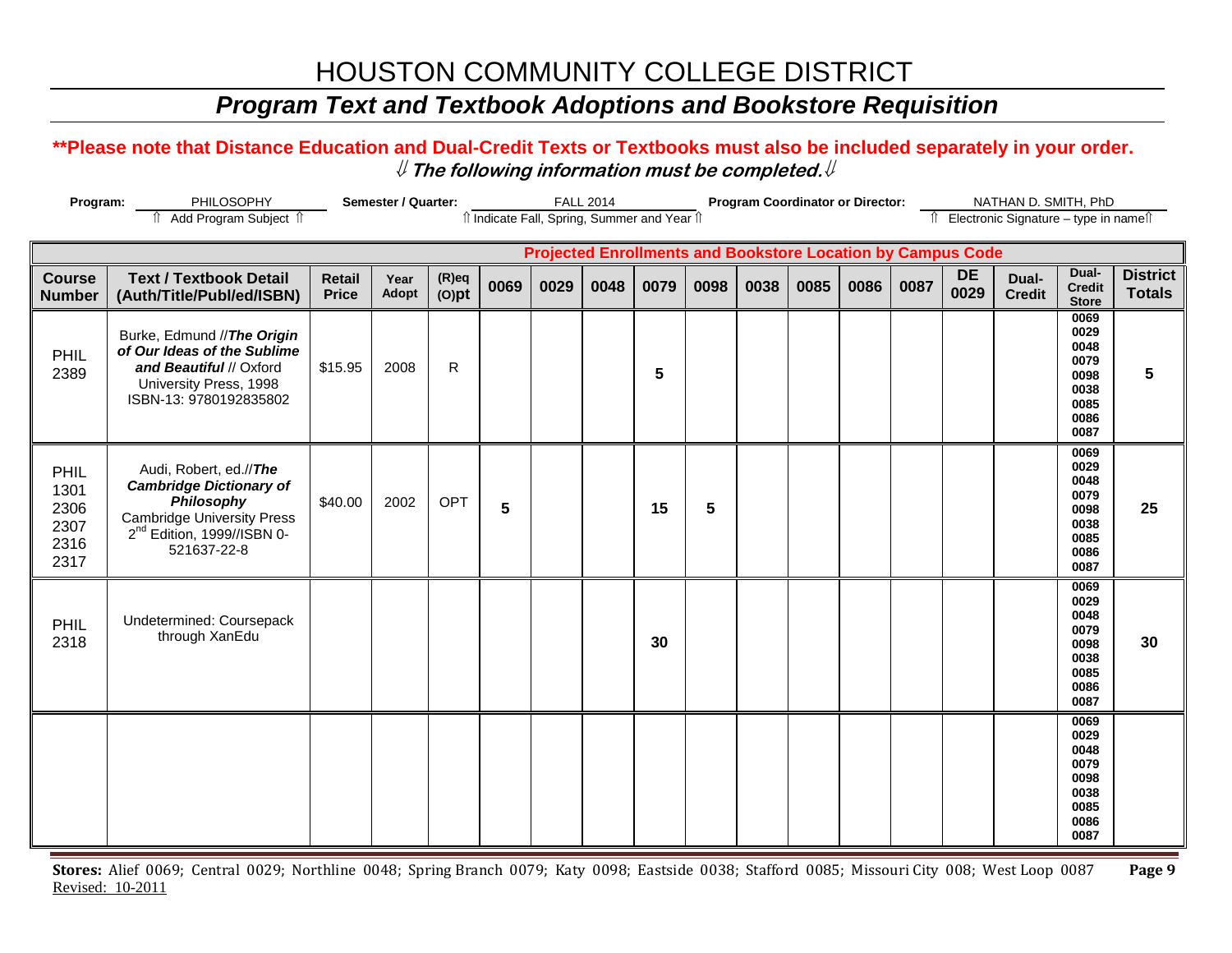# HOUSTON COMMUNITY COLLEGE DISTRICT

## *Program Text and Textbook Adoptions and Bookstore Requisition*

**\*\*Please note that Distance Education and Dual-Credit Texts or Textbooks must also be included separately in your order.**

***⇓ The following information must be completed.⇓***

**Program:** PHILOSOPHY — ⇑ Add Program Subject ⇑
**Semester / Quarter:** FALL 2014 — ⇑Indicate Fall, Spring, Summer and Year⇑
**Program Coordinator or Director:** NATHAN D. SMITH, PhD — ⇑ Electronic Signature – type in name⇑

| | | | | | Projected Enrollments and Bookstore Location by Campus Code | | | | | | | | | | | | |
|---|---|---|---|---|---|---|---|---|---|---|---|---|---|---|---|---|---|
| **Course Number** | **Text / Textbook Detail (Auth/Title/Publ/ed/ISBN)** | **Retail Price** | **Year Adopt** | **(R)eq (O)pt** | **0069** | **0029** | **0048** | **0079** | **0098** | **0038** | **0085** | **0086** | **0087** | **DE 0029** | **Dual-Credit** | **Dual-Credit Store** | **District Totals** |
| PHIL 2389 | Burke, Edmund //***The Origin of Our Ideas of the Sublime and Beautiful*** // Oxford University Press, 1998 ISBN-13: 9780192835802 | $15.95 | 2008 | R | | | | **5** | | | | | | | | 0069 0029 0048 0079 0098 0038 0085 0086 0087 | **5** |
| PHIL 1301 2306 2307 2316 2317 | Audi, Robert, ed.//***The Cambridge Dictionary of Philosophy*** Cambridge University Press 2nd Edition, 1999//ISBN 0-521637-22-8 | $40.00 | 2002 | OPT | **5** | | | **15** | **5** | | | | | | | 0069 0029 0048 0079 0098 0038 0085 0086 0087 | **25** |
| PHIL 2318 | Undetermined: Coursepack through XanEdu | | | | | | | **30** | | | | | | | | 0069 0029 0048 0079 0098 0038 0085 0086 0087 | **30** |
| | | | | | | | | | | | | | | | | 0069 0029 0048 0079 0098 0038 0085 0086 0087 | |

**Stores:** Alief 0069; Central 0029; Northline 0048; Spring Branch 0079; Katy 0098; Eastside 0038; Stafford 0085; Missouri City 008; West Loop 0087

Revised: 10-2011